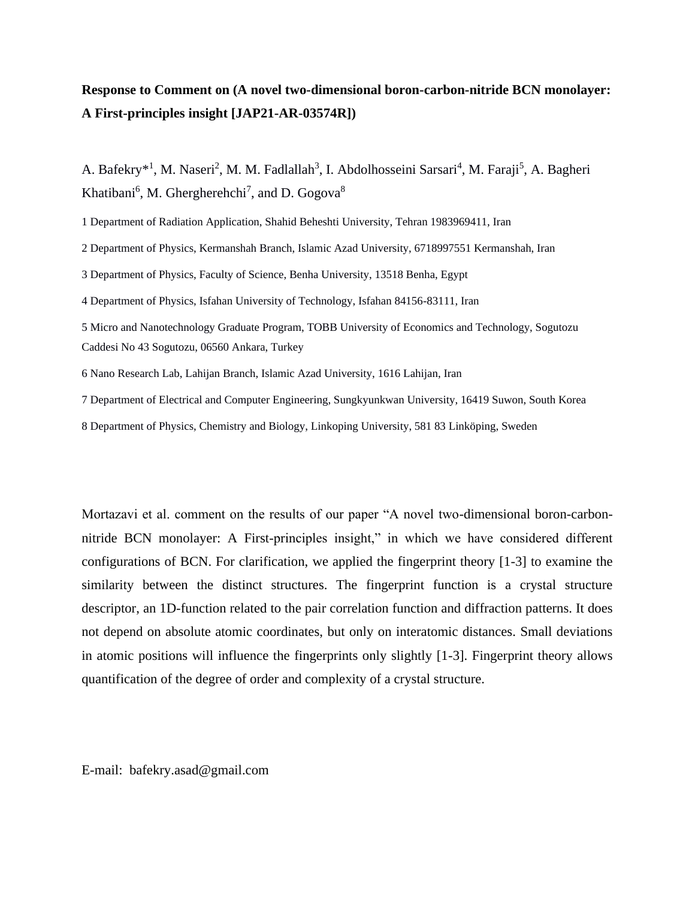**Response to Comment on (A novel two-dimensional boron-carbon-nitride BCN monolayer: A First-principles insight [JAP21-AR-03574R])**

A. Bafekry*[1], M. Naseri[2], M. M. Fadlallah[3], I. Abdolhosseini Sarsari[4], M. Faraji[5], A. Bagheri Khatibani[6], M. Ghergherehchi[7], and D. Gogova[8]

1 Department of Radiation Application, Shahid Beheshti University, Tehran 1983969411, Iran

2 Department of Physics, Kermanshah Branch, Islamic Azad University, 6718997551 Kermanshah, Iran

3 Department of Physics, Faculty of Science, Benha University, 13518 Benha, Egypt

4 Department of Physics, Isfahan University of Technology, Isfahan 84156-83111, Iran

5 Micro and Nanotechnology Graduate Program, TOBB University of Economics and Technology, Sogutozu Caddesi No 43 Sogutozu, 06560 Ankara, Turkey

6 Nano Research Lab, Lahijan Branch, Islamic Azad University, 1616 Lahijan, Iran

7 Department of Electrical and Computer Engineering, Sungkyunkwan University, 16419 Suwon, South Korea

8 Department of Physics, Chemistry and Biology, Linkoping University, 581 83 Linköping, Sweden

Mortazavi et al. comment on the results of our paper "A novel two-dimensional boron-carbon-nitride BCN monolayer: A First-principles insight," in which we have considered different configurations of BCN. For clarification, we applied the fingerprint theory [1-3] to examine the similarity between the distinct structures. The fingerprint function is a crystal structure descriptor, an 1D-function related to the pair correlation function and diffraction patterns. It does not depend on absolute atomic coordinates, but only on interatomic distances. Small deviations in atomic positions will influence the fingerprints only slightly [1-3]. Fingerprint theory allows quantification of the degree of order and complexity of a crystal structure.

E-mail: bafekry.asad@gmail.com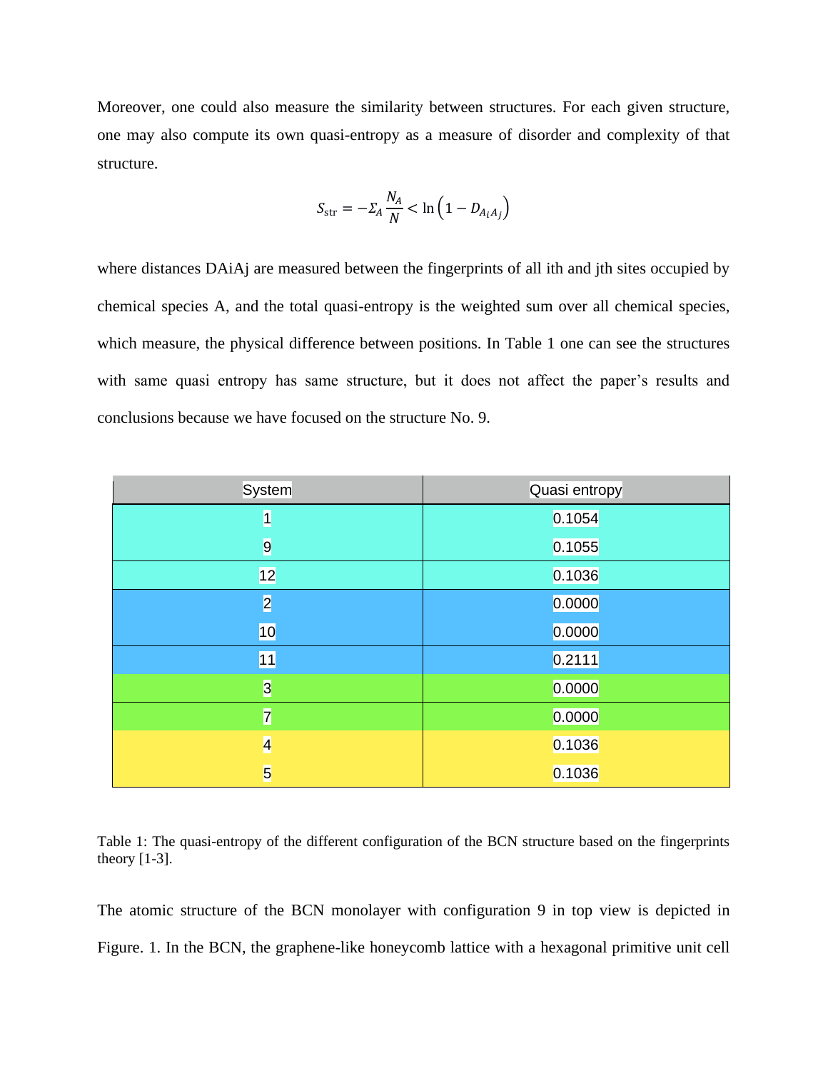Moreover, one could also measure the similarity between structures. For each given structure, one may also compute its own quasi-entropy as a measure of disorder and complexity of that structure.

$$S_{\text{str}} = -\Sigma_A \frac{N_A}{N} < \ln\left(1 - D_{A_i A_j}\right)$$

where distances DAiAj are measured between the fingerprints of all ith and jth sites occupied by chemical species A, and the total quasi-entropy is the weighted sum over all chemical species, which measure, the physical difference between positions. In Table 1 one can see the structures with same quasi entropy has same structure, but it does not affect the paper's results and conclusions because we have focused on the structure No. 9.

| System | Quasi entropy |
| --- | --- |
| 1 | 0.1054 |
| 9 | 0.1055 |
| 12 | 0.1036 |
| 2 | 0.0000 |
| 10 | 0.0000 |
| 11 | 0.2111 |
| 3 | 0.0000 |
| 7 | 0.0000 |
| 4 | 0.1036 |
| 5 | 0.1036 |

Table 1: The quasi-entropy of the different configuration of the BCN structure based on the fingerprints theory [1-3].

The atomic structure of the BCN monolayer with configuration 9 in top view is depicted in Figure. 1. In the BCN, the graphene-like honeycomb lattice with a hexagonal primitive unit cell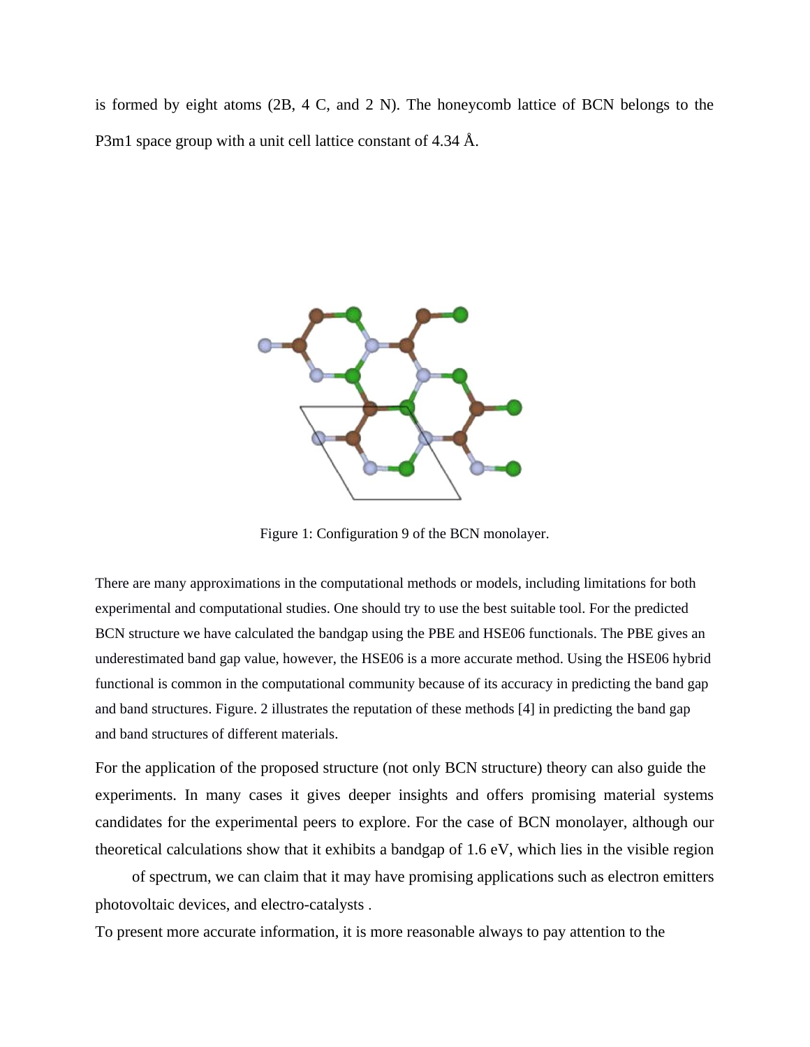is formed by eight atoms (2B, 4 C, and 2 N). The honeycomb lattice of BCN belongs to the P3m1 space group with a unit cell lattice constant of 4.34 Å.

Figure 1: Configuration 9 of the BCN monolayer.

There are many approximations in the computational methods or models, including limitations for both experimental and computational studies. One should try to use the best suitable tool. For the predicted BCN structure we have calculated the bandgap using the PBE and HSE06 functionals. The PBE gives an underestimated band gap value, however, the HSE06 is a more accurate method. Using the HSE06 hybrid functional is common in the computational community because of its accuracy in predicting the band gap and band structures. Figure. 2 illustrates the reputation of these methods [4] in predicting the band gap and band structures of different materials.

For the application of the proposed structure (not only BCN structure) theory can also guide the experiments. In many cases it gives deeper insights and offers promising material systems candidates for the experimental peers to explore. For the case of BCN monolayer, although our theoretical calculations show that it exhibits a bandgap of 1.6 eV, which lies in the visible region of spectrum, we can claim that it may have promising applications such as electron emitters photovoltaic devices, and electro-catalysts .

To present more accurate information, it is more reasonable always to pay attention to the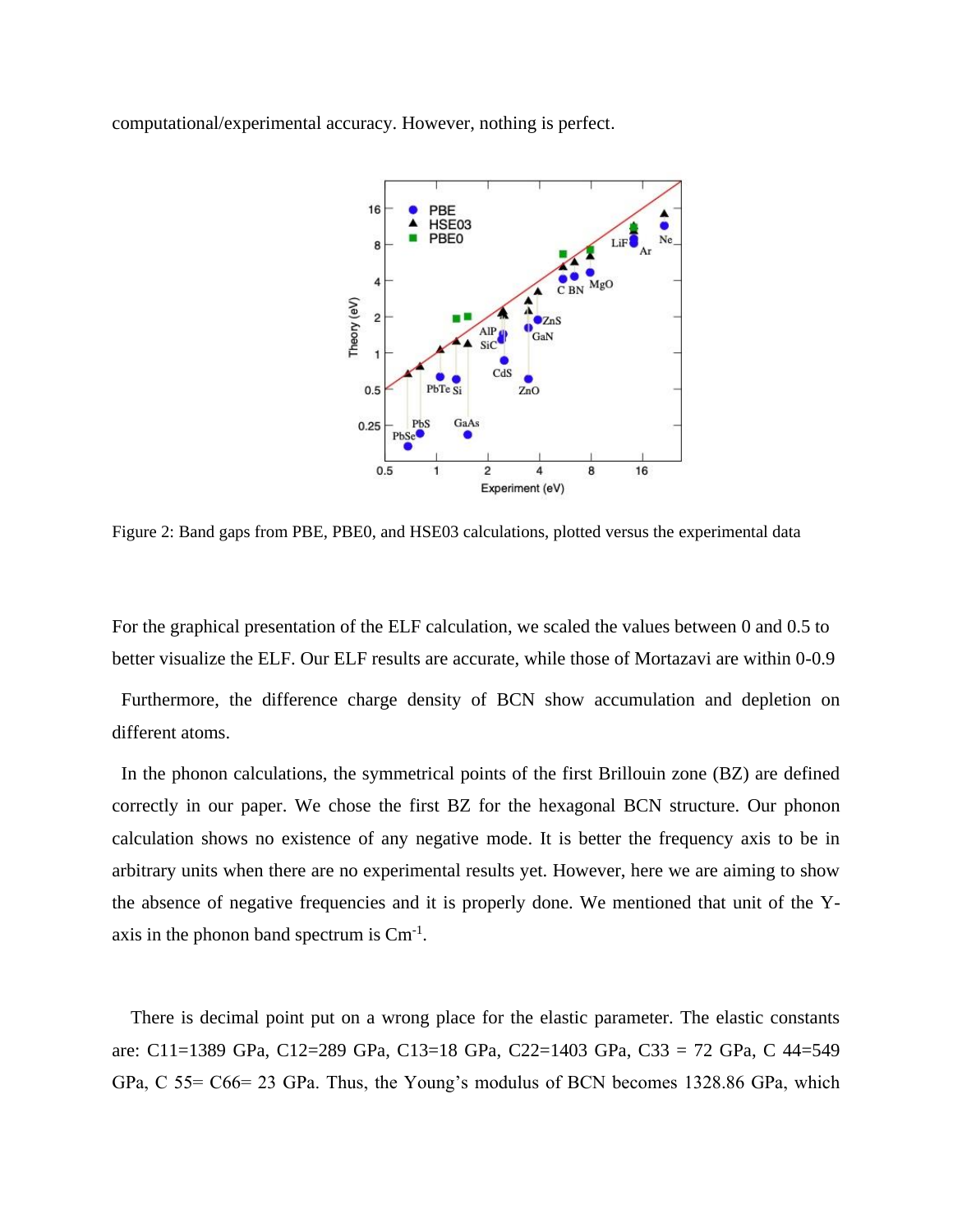computational/experimental accuracy. However, nothing is perfect.

Figure 2: Band gaps from PBE, PBE0, and HSE03 calculations, plotted versus the experimental data

For the graphical presentation of the ELF calculation, we scaled the values between 0 and 0.5 to better visualize the ELF. Our ELF results are accurate, while those of Mortazavi are within 0-0.9

Furthermore, the difference charge density of BCN show accumulation and depletion on different atoms.

In the phonon calculations, the symmetrical points of the first Brillouin zone (BZ) are defined correctly in our paper. We chose the first BZ for the hexagonal BCN structure. Our phonon calculation shows no existence of any negative mode. It is better the frequency axis to be in arbitrary units when there are no experimental results yet. However, here we are aiming to show the absence of negative frequencies and it is properly done. We mentioned that unit of the Y-axis in the phonon band spectrum is $Cm^{-1}$.

There is decimal point put on a wrong place for the elastic parameter. The elastic constants are: $C11=1389$ GPa, $C12=289$ GPa, $C13=18$ GPa, $C22=1403$ GPa, $C33 = 72$ GPa, $C\,44=549$ GPa, $C\,55= C66= 23$ GPa. Thus, the Young's modulus of BCN becomes 1328.86 GPa, which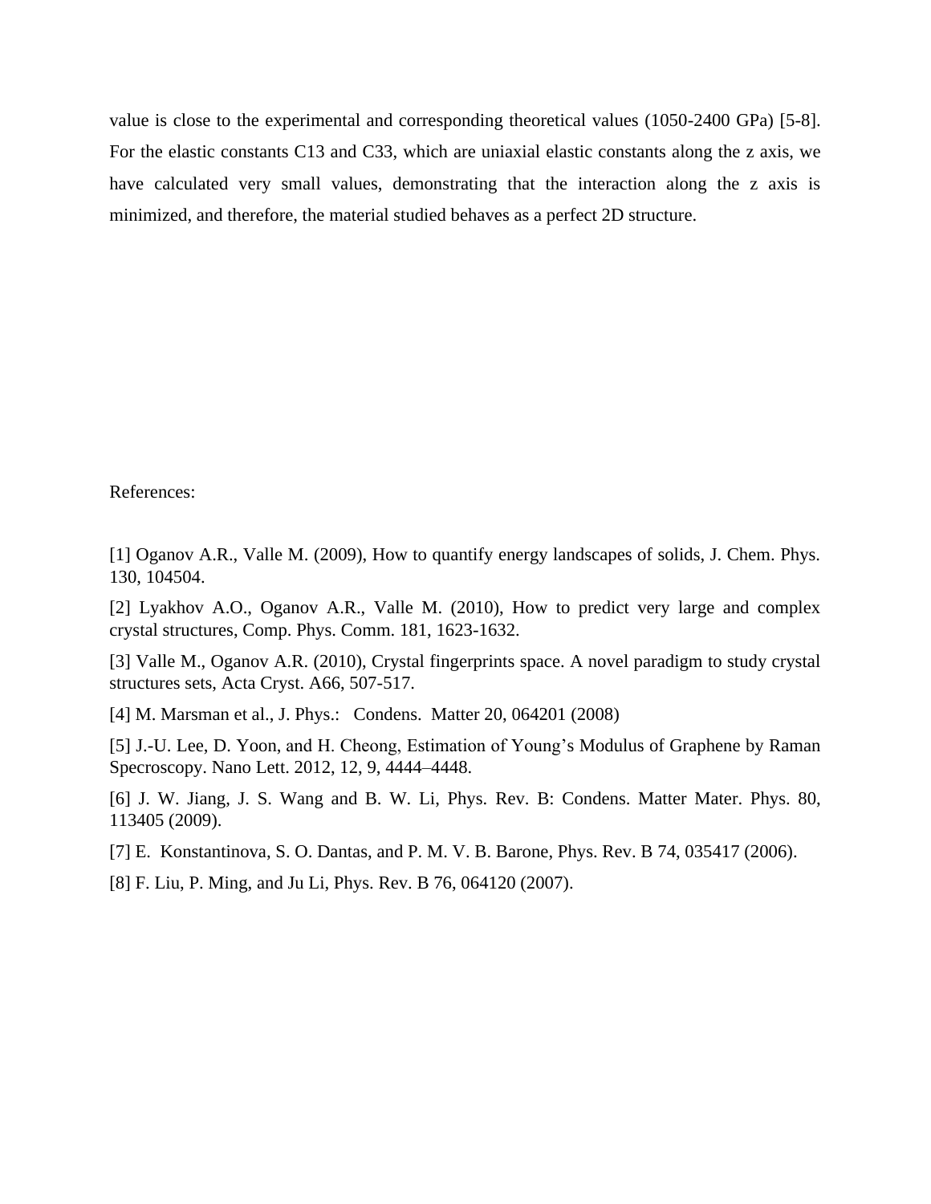value is close to the experimental and corresponding theoretical values (1050-2400 GPa) [5-8]. For the elastic constants C13 and C33, which are uniaxial elastic constants along the z axis, we have calculated very small values, demonstrating that the interaction along the z axis is minimized, and therefore, the material studied behaves as a perfect 2D structure.

References:

[1] Oganov A.R., Valle M. (2009), How to quantify energy landscapes of solids, J. Chem. Phys. 130, 104504.

[2] Lyakhov A.O., Oganov A.R., Valle M. (2010), How to predict very large and complex crystal structures, Comp. Phys. Comm. 181, 1623-1632.

[3] Valle M., Oganov A.R. (2010), Crystal fingerprints space. A novel paradigm to study crystal structures sets, Acta Cryst. A66, 507-517.

[4] M. Marsman et al., J. Phys.: Condens. Matter 20, 064201 (2008)

[5] J.-U. Lee, D. Yoon, and H. Cheong, Estimation of Young's Modulus of Graphene by Raman Specroscopy. Nano Lett. 2012, 12, 9, 4444–4448.

[6] J. W. Jiang, J. S. Wang and B. W. Li, Phys. Rev. B: Condens. Matter Mater. Phys. 80, 113405 (2009).

[7] E. Konstantinova, S. O. Dantas, and P. M. V. B. Barone, Phys. Rev. B 74, 035417 (2006).

[8] F. Liu, P. Ming, and Ju Li, Phys. Rev. B 76, 064120 (2007).